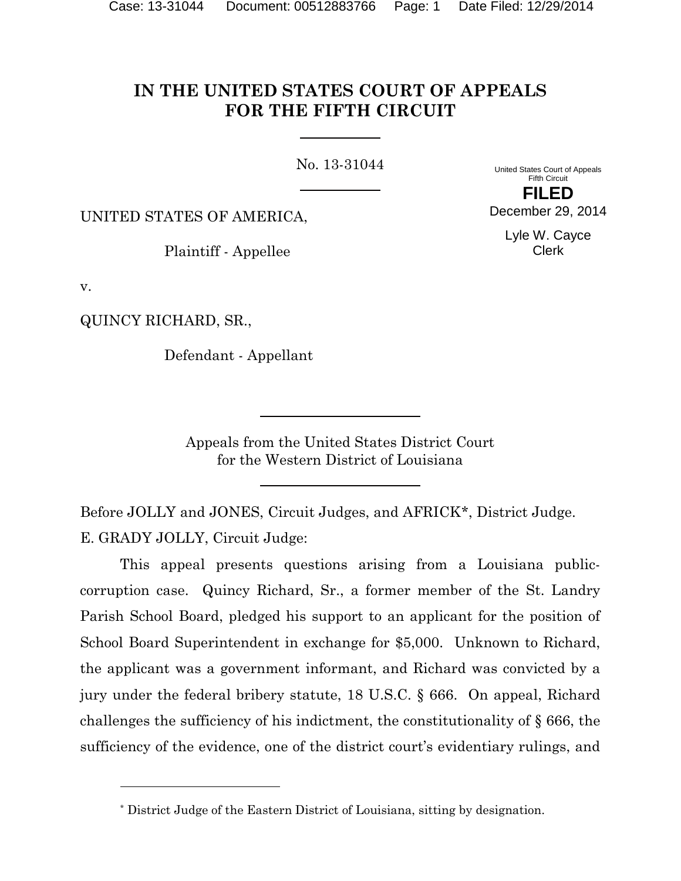# IN THE UNITED STATES COURT OF APPEALS FOR THE FIFTH CIRCUIT

No. 13-31044

United States Court of Appeals
Fifth Circuit

**FILED**

December 29, 2014

Lyle W. Cayce
Clerk

UNITED STATES OF AMERICA,

Plaintiff - Appellee

v.

QUINCY RICHARD, SR.,

Defendant - Appellant

Appeals from the United States District Court
for the Western District of Louisiana

Before JOLLY and JONES, Circuit Judges, and AFRICK*, District Judge.

E. GRADY JOLLY, Circuit Judge:

This appeal presents questions arising from a Louisiana public-corruption case. Quincy Richard, Sr., a former member of the St. Landry Parish School Board, pledged his support to an applicant for the position of School Board Superintendent in exchange for $5,000. Unknown to Richard, the applicant was a government informant, and Richard was convicted by a jury under the federal bribery statute, 18 U.S.C. § 666. On appeal, Richard challenges the sufficiency of his indictment, the constitutionality of § 666, the sufficiency of the evidence, one of the district court's evidentiary rulings, and

* District Judge of the Eastern District of Louisiana, sitting by designation.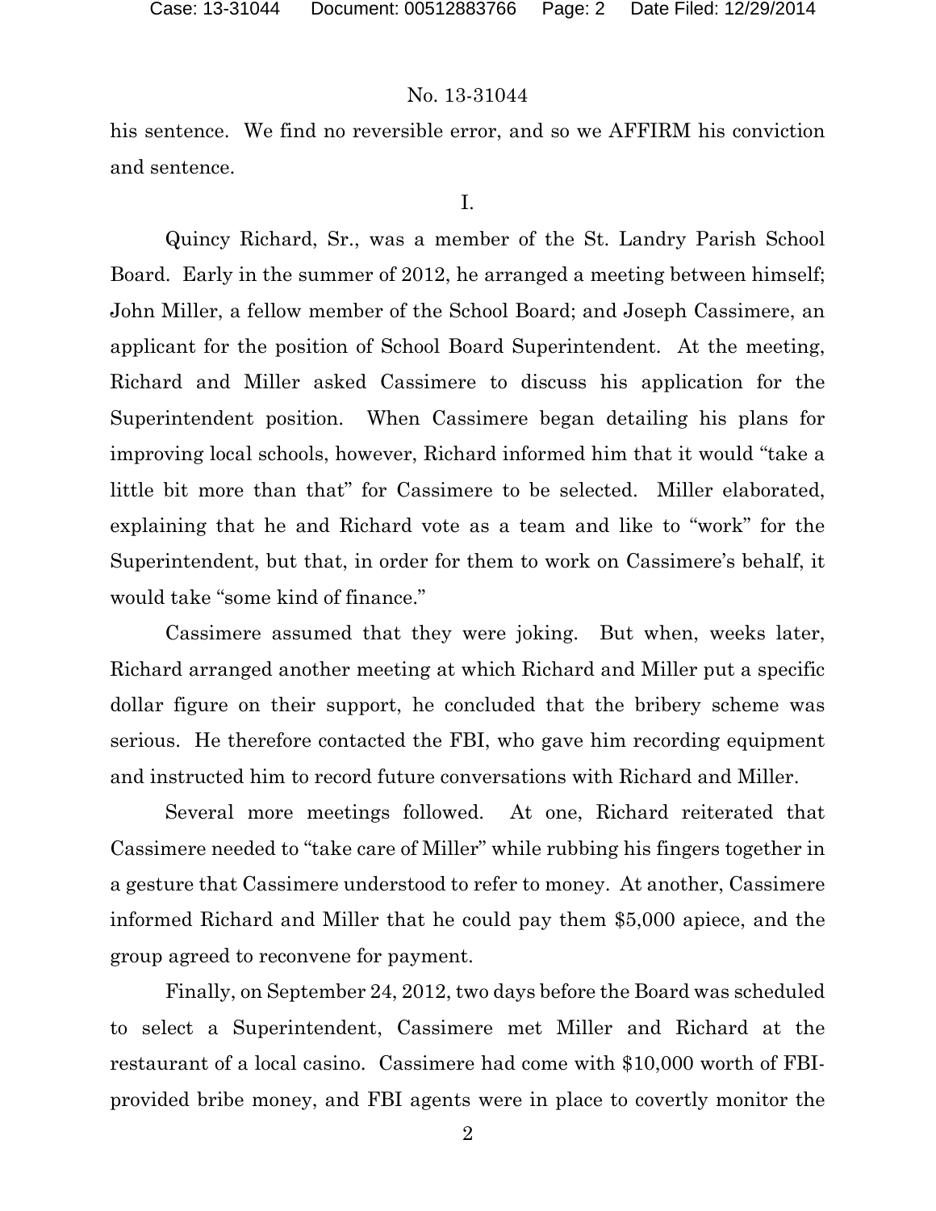his sentence. We find no reversible error, and so we AFFIRM his conviction and sentence.

I.

Quincy Richard, Sr., was a member of the St. Landry Parish School Board. Early in the summer of 2012, he arranged a meeting between himself; John Miller, a fellow member of the School Board; and Joseph Cassimere, an applicant for the position of School Board Superintendent. At the meeting, Richard and Miller asked Cassimere to discuss his application for the Superintendent position. When Cassimere began detailing his plans for improving local schools, however, Richard informed him that it would "take a little bit more than that" for Cassimere to be selected. Miller elaborated, explaining that he and Richard vote as a team and like to "work" for the Superintendent, but that, in order for them to work on Cassimere's behalf, it would take "some kind of finance."

Cassimere assumed that they were joking. But when, weeks later, Richard arranged another meeting at which Richard and Miller put a specific dollar figure on their support, he concluded that the bribery scheme was serious. He therefore contacted the FBI, who gave him recording equipment and instructed him to record future conversations with Richard and Miller.

Several more meetings followed. At one, Richard reiterated that Cassimere needed to "take care of Miller" while rubbing his fingers together in a gesture that Cassimere understood to refer to money. At another, Cassimere informed Richard and Miller that he could pay them $5,000 apiece, and the group agreed to reconvene for payment.

Finally, on September 24, 2012, two days before the Board was scheduled to select a Superintendent, Cassimere met Miller and Richard at the restaurant of a local casino. Cassimere had come with $10,000 worth of FBI-provided bribe money, and FBI agents were in place to covertly monitor the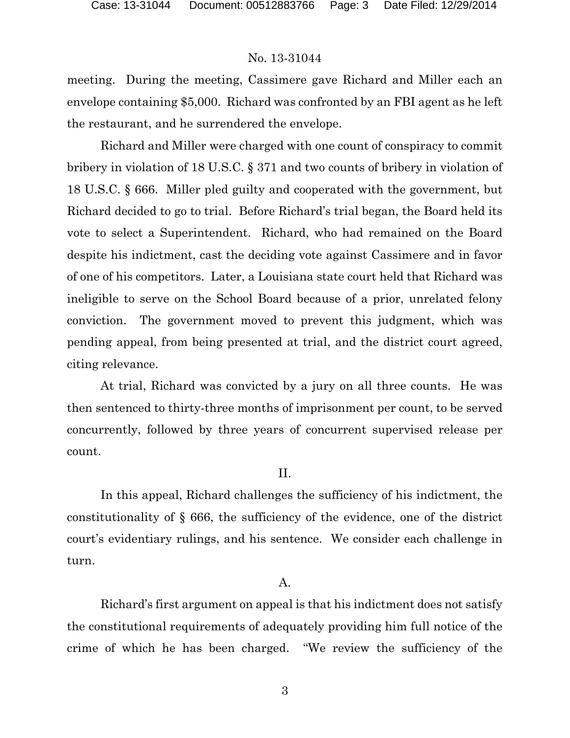meeting. During the meeting, Cassimere gave Richard and Miller each an envelope containing $5,000. Richard was confronted by an FBI agent as he left the restaurant, and he surrendered the envelope.

Richard and Miller were charged with one count of conspiracy to commit bribery in violation of 18 U.S.C. § 371 and two counts of bribery in violation of 18 U.S.C. § 666. Miller pled guilty and cooperated with the government, but Richard decided to go to trial. Before Richard's trial began, the Board held its vote to select a Superintendent. Richard, who had remained on the Board despite his indictment, cast the deciding vote against Cassimere and in favor of one of his competitors. Later, a Louisiana state court held that Richard was ineligible to serve on the School Board because of a prior, unrelated felony conviction. The government moved to prevent this judgment, which was pending appeal, from being presented at trial, and the district court agreed, citing relevance.

At trial, Richard was convicted by a jury on all three counts. He was then sentenced to thirty-three months of imprisonment per count, to be served concurrently, followed by three years of concurrent supervised release per count.

## II.

In this appeal, Richard challenges the sufficiency of his indictment, the constitutionality of § 666, the sufficiency of the evidence, one of the district court's evidentiary rulings, and his sentence. We consider each challenge in turn.

### A.

Richard's first argument on appeal is that his indictment does not satisfy the constitutional requirements of adequately providing him full notice of the crime of which he has been charged. "We review the sufficiency of the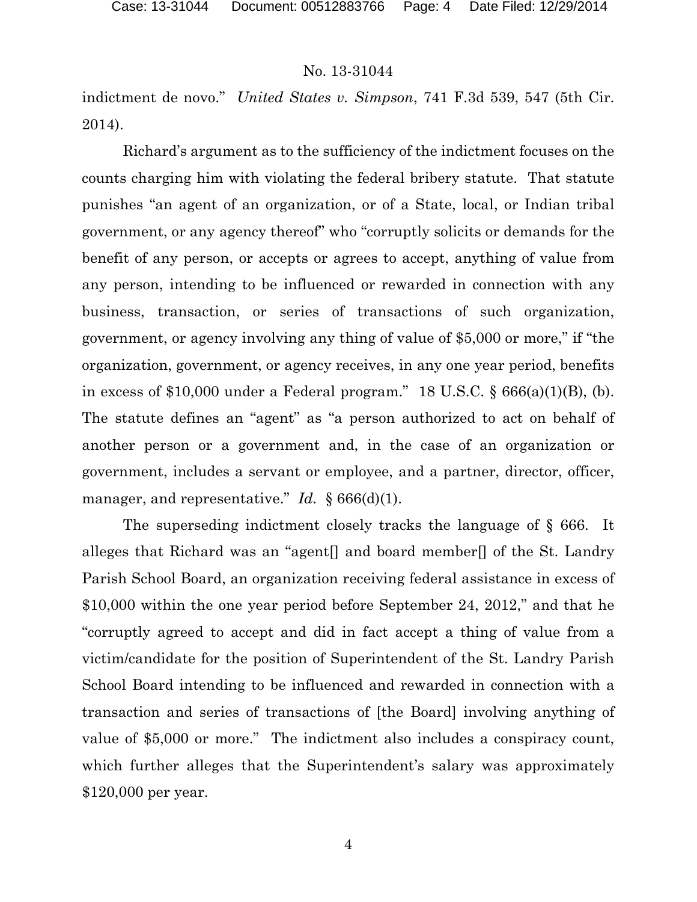indictment de novo." *United States v. Simpson*, 741 F.3d 539, 547 (5th Cir. 2014).

Richard's argument as to the sufficiency of the indictment focuses on the counts charging him with violating the federal bribery statute. That statute punishes "an agent of an organization, or of a State, local, or Indian tribal government, or any agency thereof" who "corruptly solicits or demands for the benefit of any person, or accepts or agrees to accept, anything of value from any person, intending to be influenced or rewarded in connection with any business, transaction, or series of transactions of such organization, government, or agency involving any thing of value of $5,000 or more," if "the organization, government, or agency receives, in any one year period, benefits in excess of $10,000 under a Federal program." 18 U.S.C. § 666(a)(1)(B), (b). The statute defines an "agent" as "a person authorized to act on behalf of another person or a government and, in the case of an organization or government, includes a servant or employee, and a partner, director, officer, manager, and representative." *Id.* § 666(d)(1).

The superseding indictment closely tracks the language of § 666. It alleges that Richard was an "agent[] and board member[] of the St. Landry Parish School Board, an organization receiving federal assistance in excess of $10,000 within the one year period before September 24, 2012," and that he "corruptly agreed to accept and did in fact accept a thing of value from a victim/candidate for the position of Superintendent of the St. Landry Parish School Board intending to be influenced and rewarded in connection with a transaction and series of transactions of [the Board] involving anything of value of $5,000 or more." The indictment also includes a conspiracy count, which further alleges that the Superintendent's salary was approximately $120,000 per year.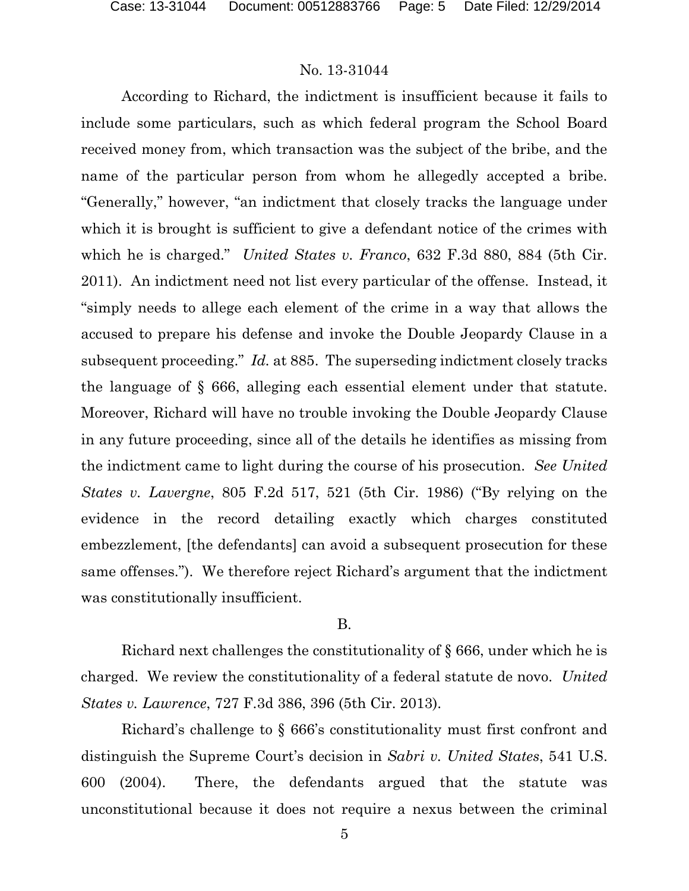According to Richard, the indictment is insufficient because it fails to include some particulars, such as which federal program the School Board received money from, which transaction was the subject of the bribe, and the name of the particular person from whom he allegedly accepted a bribe. "Generally," however, "an indictment that closely tracks the language under which it is brought is sufficient to give a defendant notice of the crimes with which he is charged." *United States v. Franco*, 632 F.3d 880, 884 (5th Cir. 2011). An indictment need not list every particular of the offense. Instead, it "simply needs to allege each element of the crime in a way that allows the accused to prepare his defense and invoke the Double Jeopardy Clause in a subsequent proceeding." *Id.* at 885. The superseding indictment closely tracks the language of § 666, alleging each essential element under that statute. Moreover, Richard will have no trouble invoking the Double Jeopardy Clause in any future proceeding, since all of the details he identifies as missing from the indictment came to light during the course of his prosecution. *See United States v. Lavergne*, 805 F.2d 517, 521 (5th Cir. 1986) ("By relying on the evidence in the record detailing exactly which charges constituted embezzlement, [the defendants] can avoid a subsequent prosecution for these same offenses."). We therefore reject Richard's argument that the indictment was constitutionally insufficient.

B.

Richard next challenges the constitutionality of § 666, under which he is charged. We review the constitutionality of a federal statute de novo. *United States v. Lawrence*, 727 F.3d 386, 396 (5th Cir. 2013).

Richard's challenge to § 666's constitutionality must first confront and distinguish the Supreme Court's decision in *Sabri v. United States*, 541 U.S. 600 (2004). There, the defendants argued that the statute was unconstitutional because it does not require a nexus between the criminal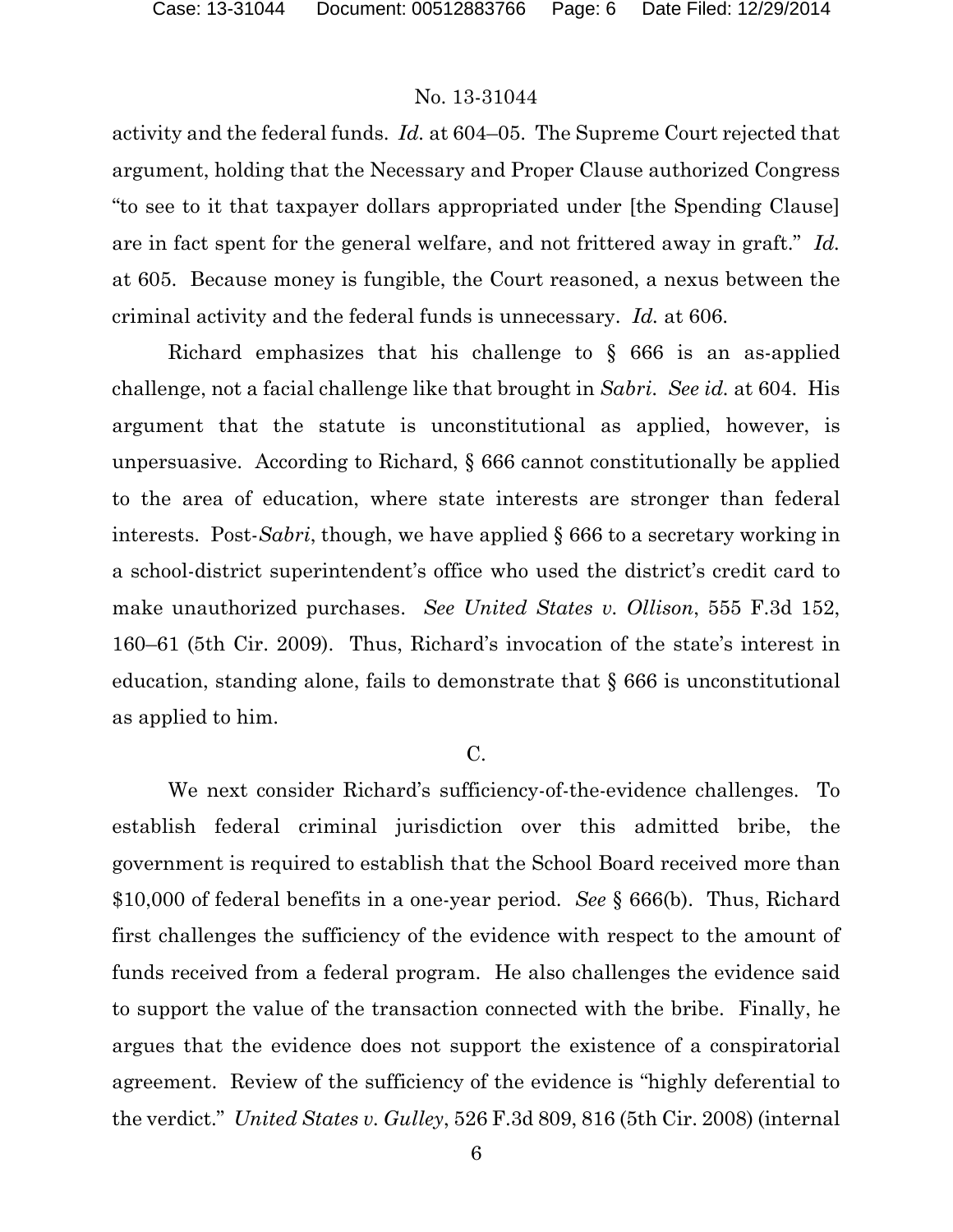activity and the federal funds. *Id.* at 604–05. The Supreme Court rejected that argument, holding that the Necessary and Proper Clause authorized Congress "to see to it that taxpayer dollars appropriated under [the Spending Clause] are in fact spent for the general welfare, and not frittered away in graft." *Id.* at 605. Because money is fungible, the Court reasoned, a nexus between the criminal activity and the federal funds is unnecessary. *Id.* at 606.

Richard emphasizes that his challenge to § 666 is an as-applied challenge, not a facial challenge like that brought in *Sabri*. *See id.* at 604. His argument that the statute is unconstitutional as applied, however, is unpersuasive. According to Richard, § 666 cannot constitutionally be applied to the area of education, where state interests are stronger than federal interests. Post-*Sabri*, though, we have applied § 666 to a secretary working in a school-district superintendent's office who used the district's credit card to make unauthorized purchases. *See United States v. Ollison*, 555 F.3d 152, 160–61 (5th Cir. 2009). Thus, Richard's invocation of the state's interest in education, standing alone, fails to demonstrate that § 666 is unconstitutional as applied to him.

C.

We next consider Richard's sufficiency-of-the-evidence challenges. To establish federal criminal jurisdiction over this admitted bribe, the government is required to establish that the School Board received more than $10,000 of federal benefits in a one-year period. *See* § 666(b). Thus, Richard first challenges the sufficiency of the evidence with respect to the amount of funds received from a federal program. He also challenges the evidence said to support the value of the transaction connected with the bribe. Finally, he argues that the evidence does not support the existence of a conspiratorial agreement. Review of the sufficiency of the evidence is "highly deferential to the verdict." *United States v. Gulley*, 526 F.3d 809, 816 (5th Cir. 2008) (internal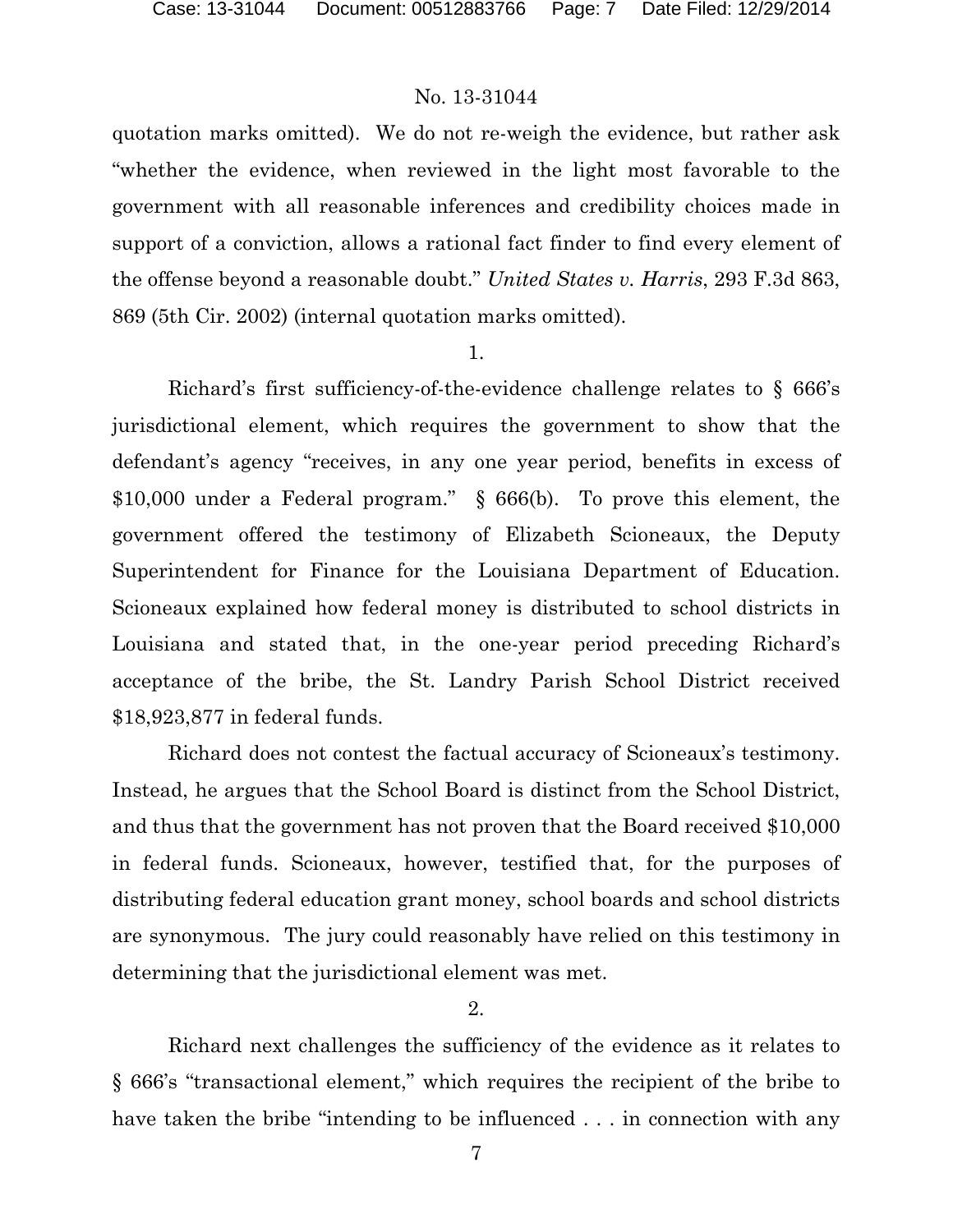quotation marks omitted). We do not re-weigh the evidence, but rather ask "whether the evidence, when reviewed in the light most favorable to the government with all reasonable inferences and credibility choices made in support of a conviction, allows a rational fact finder to find every element of the offense beyond a reasonable doubt." *United States v. Harris*, 293 F.3d 863, 869 (5th Cir. 2002) (internal quotation marks omitted).

1.

Richard's first sufficiency-of-the-evidence challenge relates to § 666's jurisdictional element, which requires the government to show that the defendant's agency "receives, in any one year period, benefits in excess of $10,000 under a Federal program." § 666(b). To prove this element, the government offered the testimony of Elizabeth Scioneaux, the Deputy Superintendent for Finance for the Louisiana Department of Education. Scioneaux explained how federal money is distributed to school districts in Louisiana and stated that, in the one-year period preceding Richard's acceptance of the bribe, the St. Landry Parish School District received $18,923,877 in federal funds.

Richard does not contest the factual accuracy of Scioneaux's testimony. Instead, he argues that the School Board is distinct from the School District, and thus that the government has not proven that the Board received $10,000 in federal funds. Scioneaux, however, testified that, for the purposes of distributing federal education grant money, school boards and school districts are synonymous. The jury could reasonably have relied on this testimony in determining that the jurisdictional element was met.

2.

Richard next challenges the sufficiency of the evidence as it relates to § 666's "transactional element," which requires the recipient of the bribe to have taken the bribe "intending to be influenced . . . in connection with any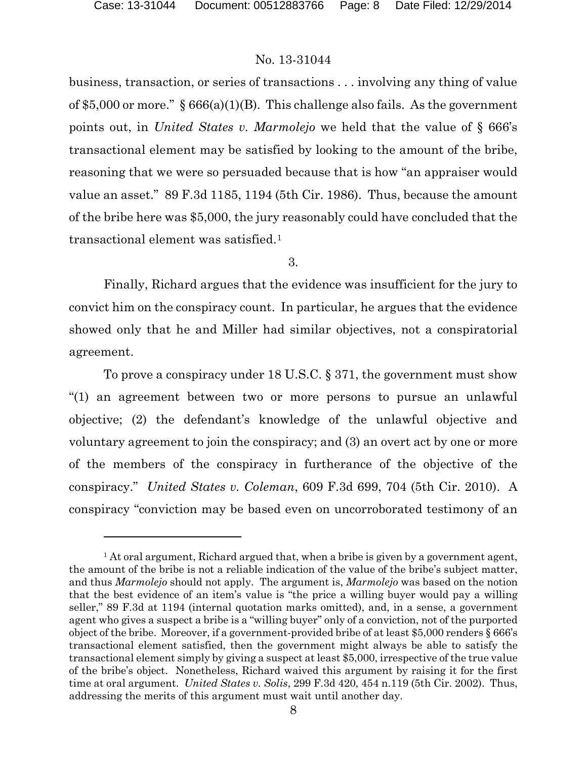business, transaction, or series of transactions . . . involving any thing of value of $5,000 or more." § 666(a)(1)(B). This challenge also fails. As the government points out, in *United States v. Marmolejo* we held that the value of § 666's transactional element may be satisfied by looking to the amount of the bribe, reasoning that we were so persuaded because that is how "an appraiser would value an asset." 89 F.3d 1185, 1194 (5th Cir. 1986). Thus, because the amount of the bribe here was $5,000, the jury reasonably could have concluded that the transactional element was satisfied.[1]

3.

Finally, Richard argues that the evidence was insufficient for the jury to convict him on the conspiracy count. In particular, he argues that the evidence showed only that he and Miller had similar objectives, not a conspiratorial agreement.

To prove a conspiracy under 18 U.S.C. § 371, the government must show "(1) an agreement between two or more persons to pursue an unlawful objective; (2) the defendant's knowledge of the unlawful objective and voluntary agreement to join the conspiracy; and (3) an overt act by one or more of the members of the conspiracy in furtherance of the objective of the conspiracy." *United States v. Coleman*, 609 F.3d 699, 704 (5th Cir. 2010). A conspiracy "conviction may be based even on uncorroborated testimony of an

---

[1] At oral argument, Richard argued that, when a bribe is given by a government agent, the amount of the bribe is not a reliable indication of the value of the bribe's subject matter, and thus *Marmolejo* should not apply. The argument is, *Marmolejo* was based on the notion that the best evidence of an item's value is "the price a willing buyer would pay a willing seller," 89 F.3d at 1194 (internal quotation marks omitted), and, in a sense, a government agent who gives a suspect a bribe is a "willing buyer" only of a conviction, not of the purported object of the bribe. Moreover, if a government-provided bribe of at least $5,000 renders § 666's transactional element satisfied, then the government might always be able to satisfy the transactional element simply by giving a suspect at least $5,000, irrespective of the true value of the bribe's object. Nonetheless, Richard waived this argument by raising it for the first time at oral argument. *United States v. Solis*, 299 F.3d 420, 454 n.119 (5th Cir. 2002). Thus, addressing the merits of this argument must wait until another day.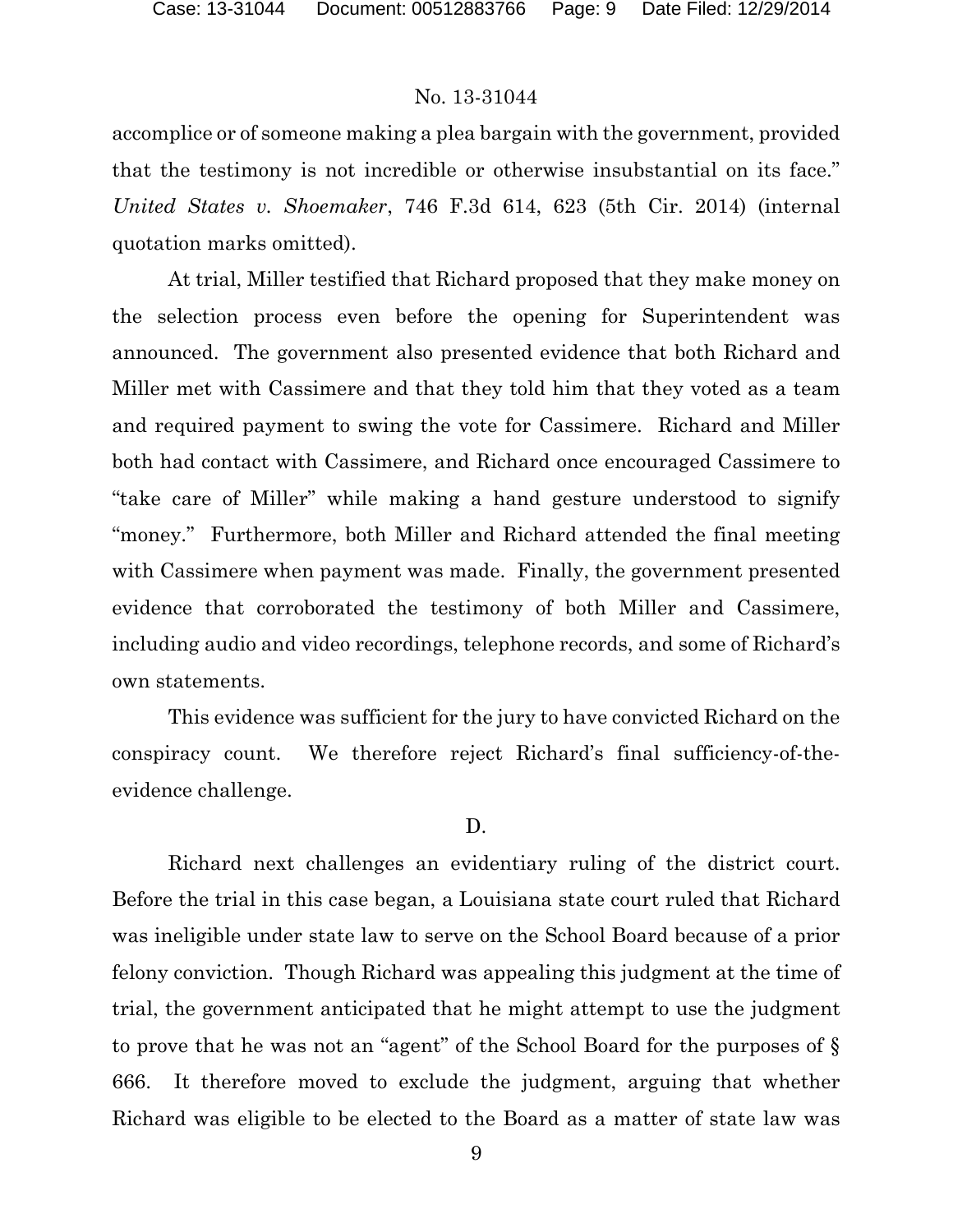accomplice or of someone making a plea bargain with the government, provided that the testimony is not incredible or otherwise insubstantial on its face." *United States v. Shoemaker*, 746 F.3d 614, 623 (5th Cir. 2014) (internal quotation marks omitted).

At trial, Miller testified that Richard proposed that they make money on the selection process even before the opening for Superintendent was announced. The government also presented evidence that both Richard and Miller met with Cassimere and that they told him that they voted as a team and required payment to swing the vote for Cassimere. Richard and Miller both had contact with Cassimere, and Richard once encouraged Cassimere to "take care of Miller" while making a hand gesture understood to signify "money." Furthermore, both Miller and Richard attended the final meeting with Cassimere when payment was made. Finally, the government presented evidence that corroborated the testimony of both Miller and Cassimere, including audio and video recordings, telephone records, and some of Richard's own statements.

This evidence was sufficient for the jury to have convicted Richard on the conspiracy count. We therefore reject Richard's final sufficiency-of-the-evidence challenge.

D.

Richard next challenges an evidentiary ruling of the district court. Before the trial in this case began, a Louisiana state court ruled that Richard was ineligible under state law to serve on the School Board because of a prior felony conviction. Though Richard was appealing this judgment at the time of trial, the government anticipated that he might attempt to use the judgment to prove that he was not an "agent" of the School Board for the purposes of § 666. It therefore moved to exclude the judgment, arguing that whether Richard was eligible to be elected to the Board as a matter of state law was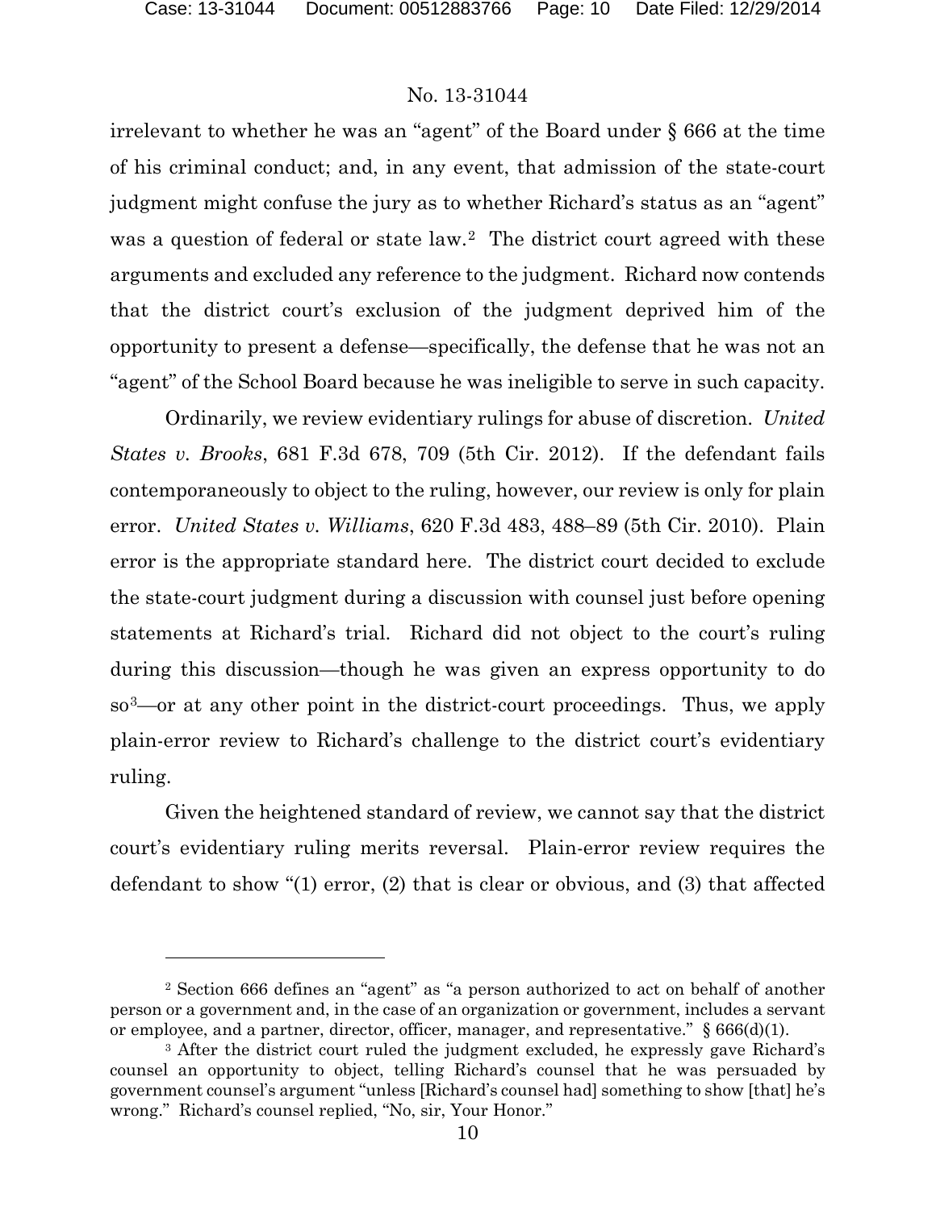irrelevant to whether he was an "agent" of the Board under § 666 at the time of his criminal conduct; and, in any event, that admission of the state-court judgment might confuse the jury as to whether Richard's status as an "agent" was a question of federal or state law.[2] The district court agreed with these arguments and excluded any reference to the judgment. Richard now contends that the district court's exclusion of the judgment deprived him of the opportunity to present a defense—specifically, the defense that he was not an "agent" of the School Board because he was ineligible to serve in such capacity.

Ordinarily, we review evidentiary rulings for abuse of discretion. *United States v. Brooks*, 681 F.3d 678, 709 (5th Cir. 2012). If the defendant fails contemporaneously to object to the ruling, however, our review is only for plain error. *United States v. Williams*, 620 F.3d 483, 488–89 (5th Cir. 2010). Plain error is the appropriate standard here. The district court decided to exclude the state-court judgment during a discussion with counsel just before opening statements at Richard's trial. Richard did not object to the court's ruling during this discussion—though he was given an express opportunity to do so[3]—or at any other point in the district-court proceedings. Thus, we apply plain-error review to Richard's challenge to the district court's evidentiary ruling.

Given the heightened standard of review, we cannot say that the district court's evidentiary ruling merits reversal. Plain-error review requires the defendant to show "(1) error, (2) that is clear or obvious, and (3) that affected

---

[2] Section 666 defines an "agent" as "a person authorized to act on behalf of another person or a government and, in the case of an organization or government, includes a servant or employee, and a partner, director, officer, manager, and representative." § 666(d)(1).

[3] After the district court ruled the judgment excluded, he expressly gave Richard's counsel an opportunity to object, telling Richard's counsel that he was persuaded by government counsel's argument "unless [Richard's counsel had] something to show [that] he's wrong." Richard's counsel replied, "No, sir, Your Honor."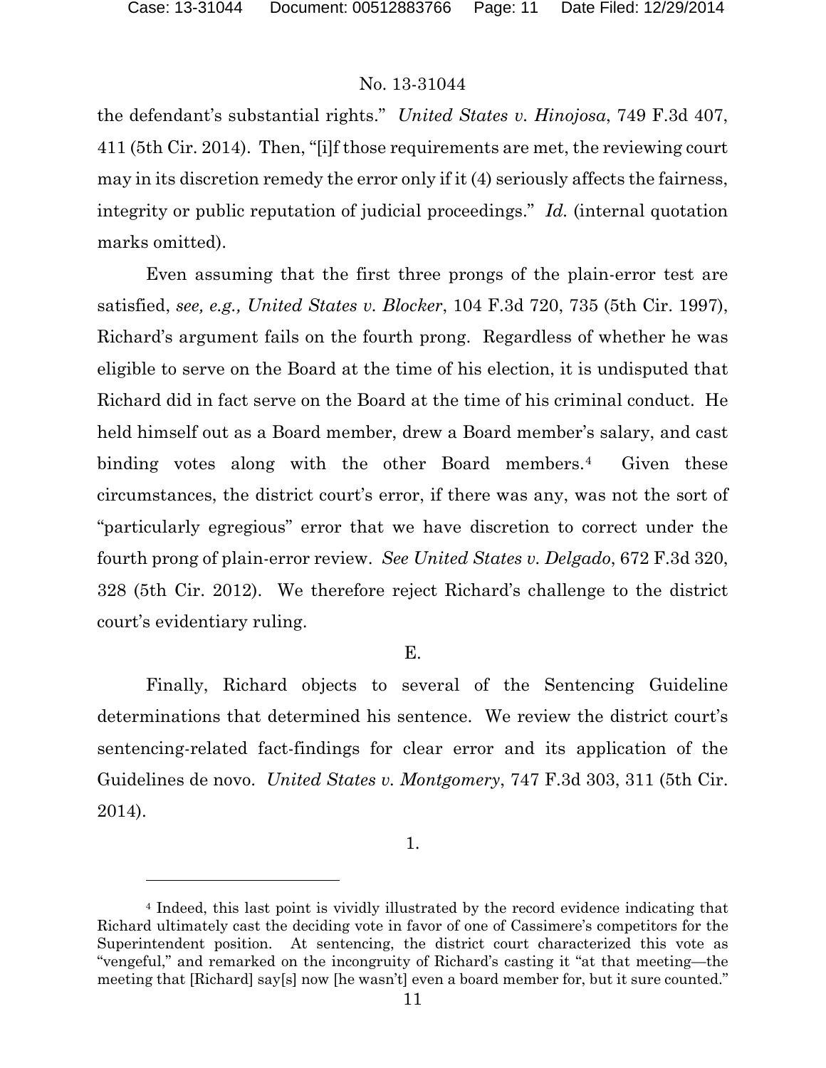the defendant's substantial rights." *United States v. Hinojosa*, 749 F.3d 407, 411 (5th Cir. 2014). Then, "[i]f those requirements are met, the reviewing court may in its discretion remedy the error only if it (4) seriously affects the fairness, integrity or public reputation of judicial proceedings." *Id.* (internal quotation marks omitted).

Even assuming that the first three prongs of the plain-error test are satisfied, *see, e.g., United States v. Blocker*, 104 F.3d 720, 735 (5th Cir. 1997), Richard's argument fails on the fourth prong. Regardless of whether he was eligible to serve on the Board at the time of his election, it is undisputed that Richard did in fact serve on the Board at the time of his criminal conduct. He held himself out as a Board member, drew a Board member's salary, and cast binding votes along with the other Board members.[4] Given these circumstances, the district court's error, if there was any, was not the sort of "particularly egregious" error that we have discretion to correct under the fourth prong of plain-error review. *See United States v. Delgado*, 672 F.3d 320, 328 (5th Cir. 2012). We therefore reject Richard's challenge to the district court's evidentiary ruling.

E.

Finally, Richard objects to several of the Sentencing Guideline determinations that determined his sentence. We review the district court's sentencing-related fact-findings for clear error and its application of the Guidelines de novo. *United States v. Montgomery*, 747 F.3d 303, 311 (5th Cir. 2014).

1.

---

[4] Indeed, this last point is vividly illustrated by the record evidence indicating that Richard ultimately cast the deciding vote in favor of one of Cassimere's competitors for the Superintendent position. At sentencing, the district court characterized this vote as "vengeful," and remarked on the incongruity of Richard's casting it "at that meeting—the meeting that [Richard] say[s] now [he wasn't] even a board member for, but it sure counted."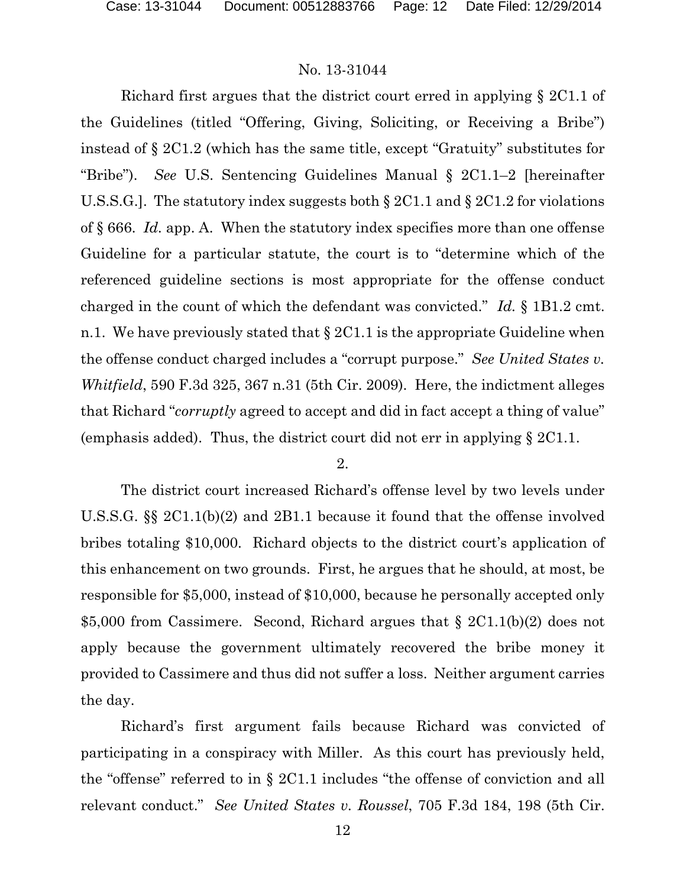Richard first argues that the district court erred in applying § 2C1.1 of the Guidelines (titled "Offering, Giving, Soliciting, or Receiving a Bribe") instead of § 2C1.2 (which has the same title, except "Gratuity" substitutes for "Bribe"). *See* U.S. Sentencing Guidelines Manual § 2C1.1–2 [hereinafter U.S.S.G.]. The statutory index suggests both § 2C1.1 and § 2C1.2 for violations of § 666. *Id.* app. A. When the statutory index specifies more than one offense Guideline for a particular statute, the court is to "determine which of the referenced guideline sections is most appropriate for the offense conduct charged in the count of which the defendant was convicted." *Id.* § 1B1.2 cmt. n.1. We have previously stated that § 2C1.1 is the appropriate Guideline when the offense conduct charged includes a "corrupt purpose." *See United States v. Whitfield*, 590 F.3d 325, 367 n.31 (5th Cir. 2009). Here, the indictment alleges that Richard "*corruptly* agreed to accept and did in fact accept a thing of value" (emphasis added). Thus, the district court did not err in applying § 2C1.1.

2.

The district court increased Richard's offense level by two levels under U.S.S.G. §§ 2C1.1(b)(2) and 2B1.1 because it found that the offense involved bribes totaling $10,000. Richard objects to the district court's application of this enhancement on two grounds. First, he argues that he should, at most, be responsible for $5,000, instead of $10,000, because he personally accepted only $5,000 from Cassimere. Second, Richard argues that § 2C1.1(b)(2) does not apply because the government ultimately recovered the bribe money it provided to Cassimere and thus did not suffer a loss. Neither argument carries the day.

Richard's first argument fails because Richard was convicted of participating in a conspiracy with Miller. As this court has previously held, the "offense" referred to in § 2C1.1 includes "the offense of conviction and all relevant conduct." *See United States v. Roussel*, 705 F.3d 184, 198 (5th Cir.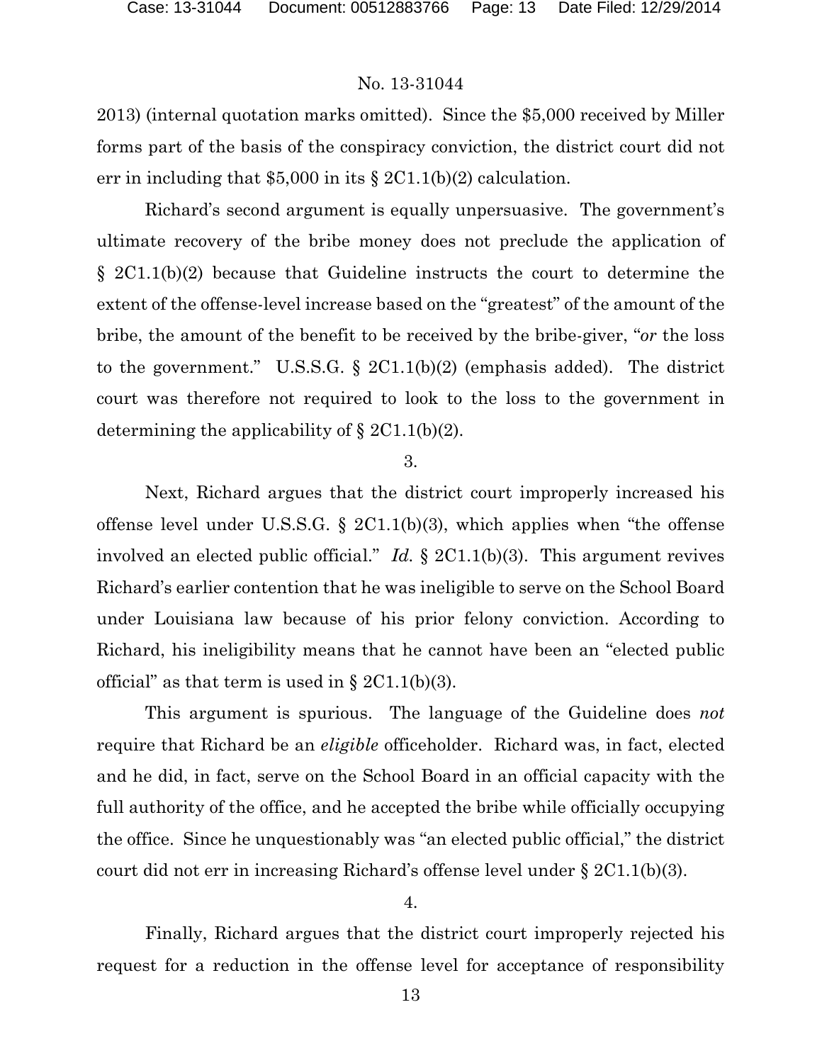2013) (internal quotation marks omitted). Since the $5,000 received by Miller forms part of the basis of the conspiracy conviction, the district court did not err in including that $5,000 in its § 2C1.1(b)(2) calculation.

Richard's second argument is equally unpersuasive. The government's ultimate recovery of the bribe money does not preclude the application of § 2C1.1(b)(2) because that Guideline instructs the court to determine the extent of the offense-level increase based on the "greatest" of the amount of the bribe, the amount of the benefit to be received by the bribe-giver, "*or* the loss to the government." U.S.S.G. § 2C1.1(b)(2) (emphasis added). The district court was therefore not required to look to the loss to the government in determining the applicability of § 2C1.1(b)(2).

3.

Next, Richard argues that the district court improperly increased his offense level under U.S.S.G. § 2C1.1(b)(3), which applies when "the offense involved an elected public official." *Id.* § 2C1.1(b)(3). This argument revives Richard's earlier contention that he was ineligible to serve on the School Board under Louisiana law because of his prior felony conviction. According to Richard, his ineligibility means that he cannot have been an "elected public official" as that term is used in § 2C1.1(b)(3).

This argument is spurious. The language of the Guideline does *not* require that Richard be an *eligible* officeholder. Richard was, in fact, elected and he did, in fact, serve on the School Board in an official capacity with the full authority of the office, and he accepted the bribe while officially occupying the office. Since he unquestionably was "an elected public official," the district court did not err in increasing Richard's offense level under § 2C1.1(b)(3).

4.

Finally, Richard argues that the district court improperly rejected his request for a reduction in the offense level for acceptance of responsibility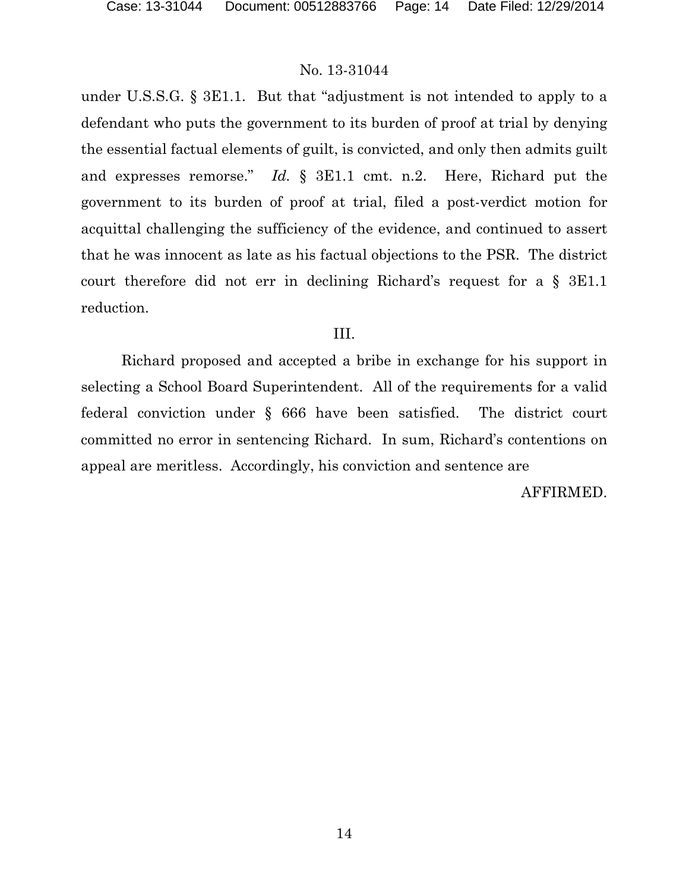under U.S.S.G. § 3E1.1. But that "adjustment is not intended to apply to a defendant who puts the government to its burden of proof at trial by denying the essential factual elements of guilt, is convicted, and only then admits guilt and expresses remorse." *Id.* § 3E1.1 cmt. n.2. Here, Richard put the government to its burden of proof at trial, filed a post-verdict motion for acquittal challenging the sufficiency of the evidence, and continued to assert that he was innocent as late as his factual objections to the PSR. The district court therefore did not err in declining Richard's request for a § 3E1.1 reduction.

III.

Richard proposed and accepted a bribe in exchange for his support in selecting a School Board Superintendent. All of the requirements for a valid federal conviction under § 666 have been satisfied. The district court committed no error in sentencing Richard. In sum, Richard's contentions on appeal are meritless. Accordingly, his conviction and sentence are

AFFIRMED.